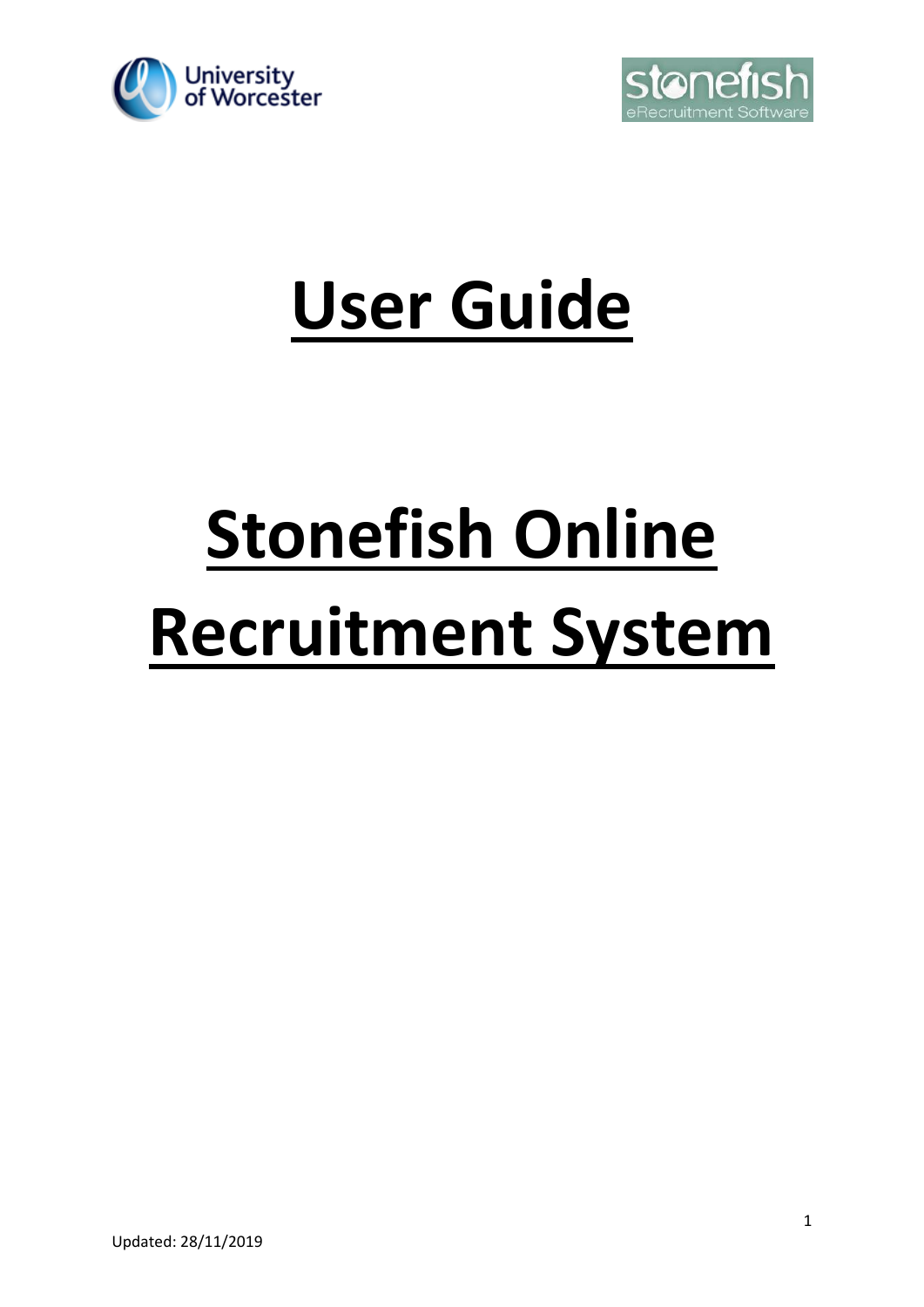# User Guide

# Stonefish Online Recruitment System

Updated: 28/11/2019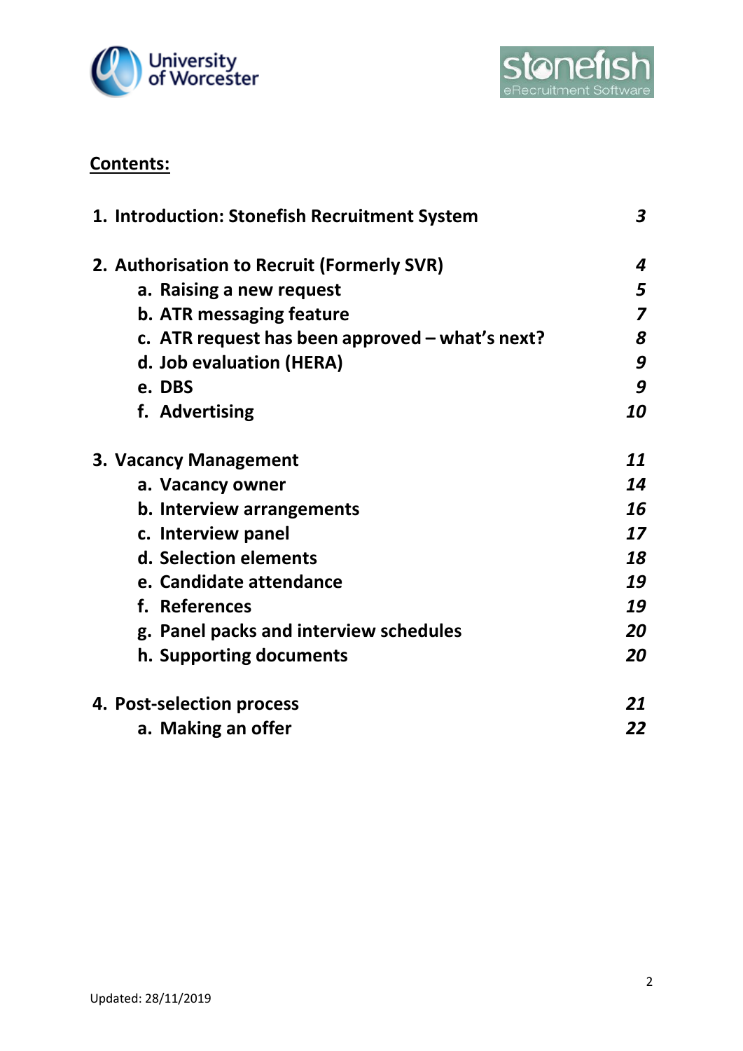## Contents:

1. **Introduction: Stonefish Recruitment System** — *3*
2. **Authorisation to Recruit (Formerly SVR)** — *4*
   a. **Raising a new request** — *5*
   b. **ATR messaging feature** — *7*
   c. **ATR request has been approved – what's next?** — *8*
   d. **Job evaluation (HERA)** — *9*
   e. **DBS** — *9*
   f. **Advertising** — *10*
3. **Vacancy Management** — *11*
   a. **Vacancy owner** — *14*
   b. **Interview arrangements** — *16*
   c. **Interview panel** — *17*
   d. **Selection elements** — *18*
   e. **Candidate attendance** — *19*
   f. **References** — *19*
   g. **Panel packs and interview schedules** — *20*
   h. **Supporting documents** — *20*
4. **Post-selection process** — *21*
   a. **Making an offer** — *22*

Updated: 28/11/2019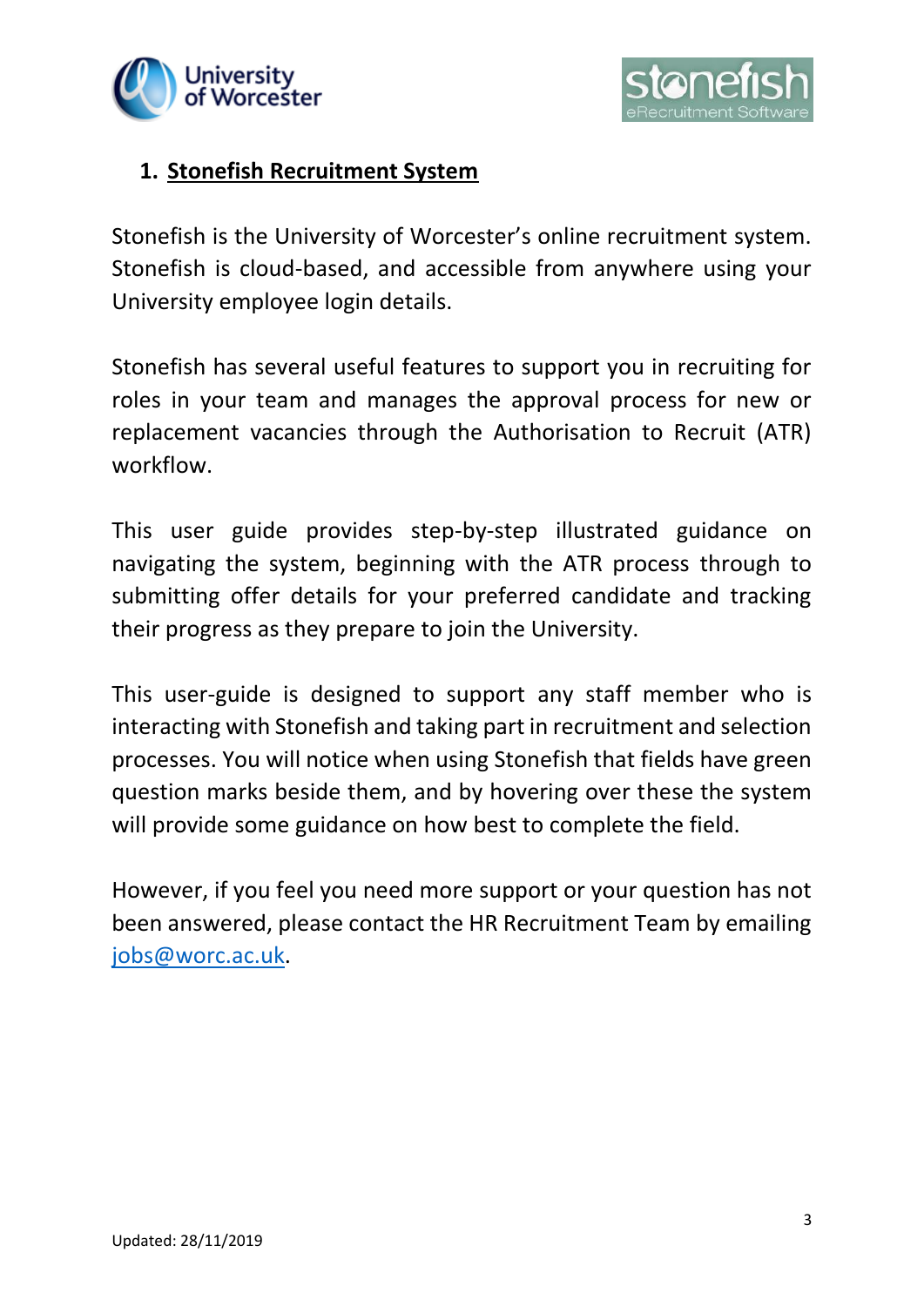## 1. Stonefish Recruitment System

Stonefish is the University of Worcester's online recruitment system. Stonefish is cloud-based, and accessible from anywhere using your University employee login details.

Stonefish has several useful features to support you in recruiting for roles in your team and manages the approval process for new or replacement vacancies through the Authorisation to Recruit (ATR) workflow.

This user guide provides step-by-step illustrated guidance on navigating the system, beginning with the ATR process through to submitting offer details for your preferred candidate and tracking their progress as they prepare to join the University.

This user-guide is designed to support any staff member who is interacting with Stonefish and taking part in recruitment and selection processes. You will notice when using Stonefish that fields have green question marks beside them, and by hovering over these the system will provide some guidance on how best to complete the field.

However, if you feel you need more support or your question has not been answered, please contact the HR Recruitment Team by emailing jobs@worc.ac.uk.

Updated: 28/11/2019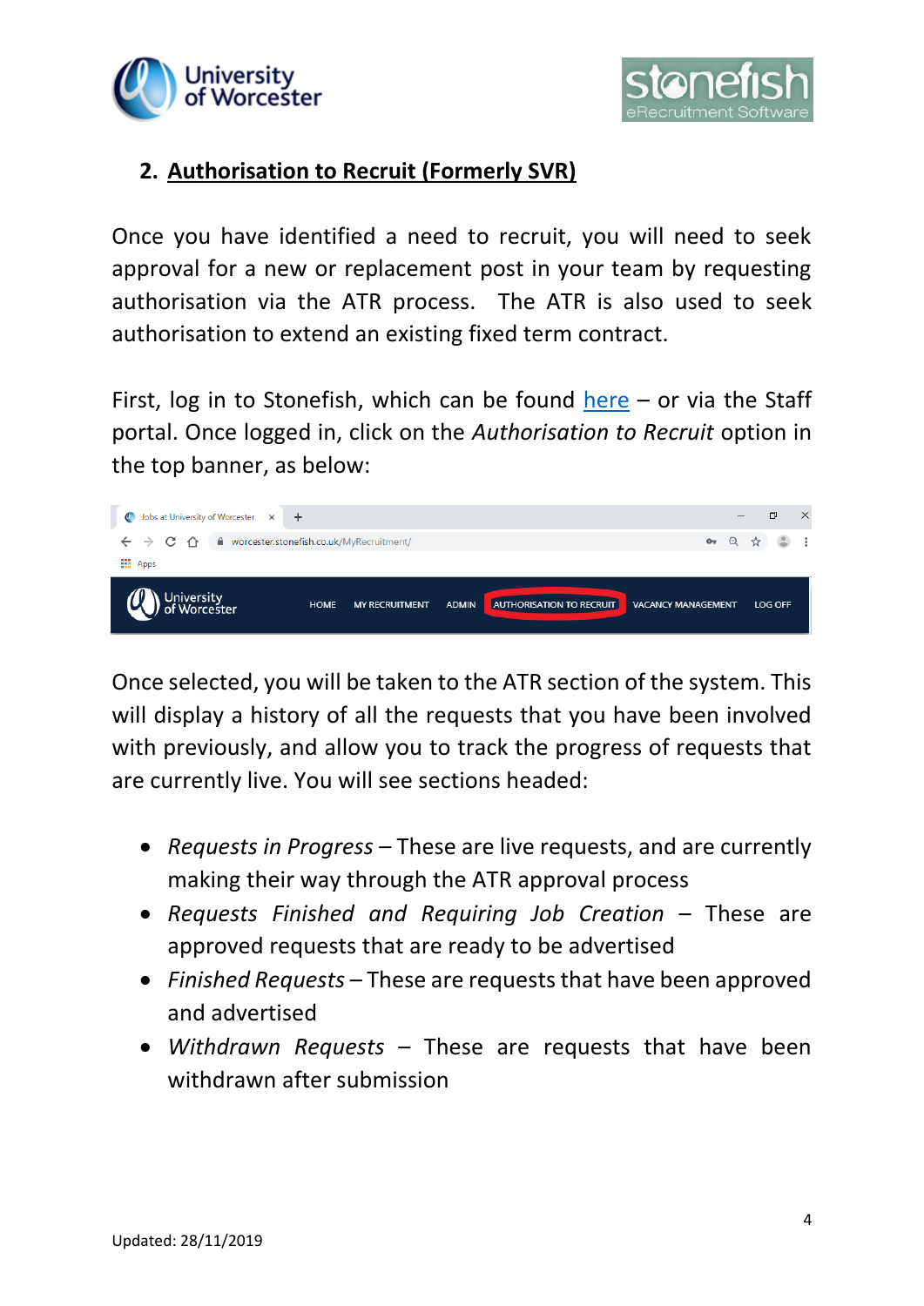## 2. Authorisation to Recruit (Formerly SVR)

Once you have identified a need to recruit, you will need to seek approval for a new or replacement post in your team by requesting authorisation via the ATR process. The ATR is also used to seek authorisation to extend an existing fixed term contract.

First, log in to Stonefish, which can be found here – or via the Staff portal. Once logged in, click on the *Authorisation to Recruit* option in the top banner, as below:

Once selected, you will be taken to the ATR section of the system. This will display a history of all the requests that you have been involved with previously, and allow you to track the progress of requests that are currently live. You will see sections headed:

- *Requests in Progress* – These are live requests, and are currently making their way through the ATR approval process
- *Requests Finished and Requiring Job Creation* – These are approved requests that are ready to be advertised
- *Finished Requests* – These are requests that have been approved and advertised
- *Withdrawn Requests* – These are requests that have been withdrawn after submission

Updated: 28/11/2019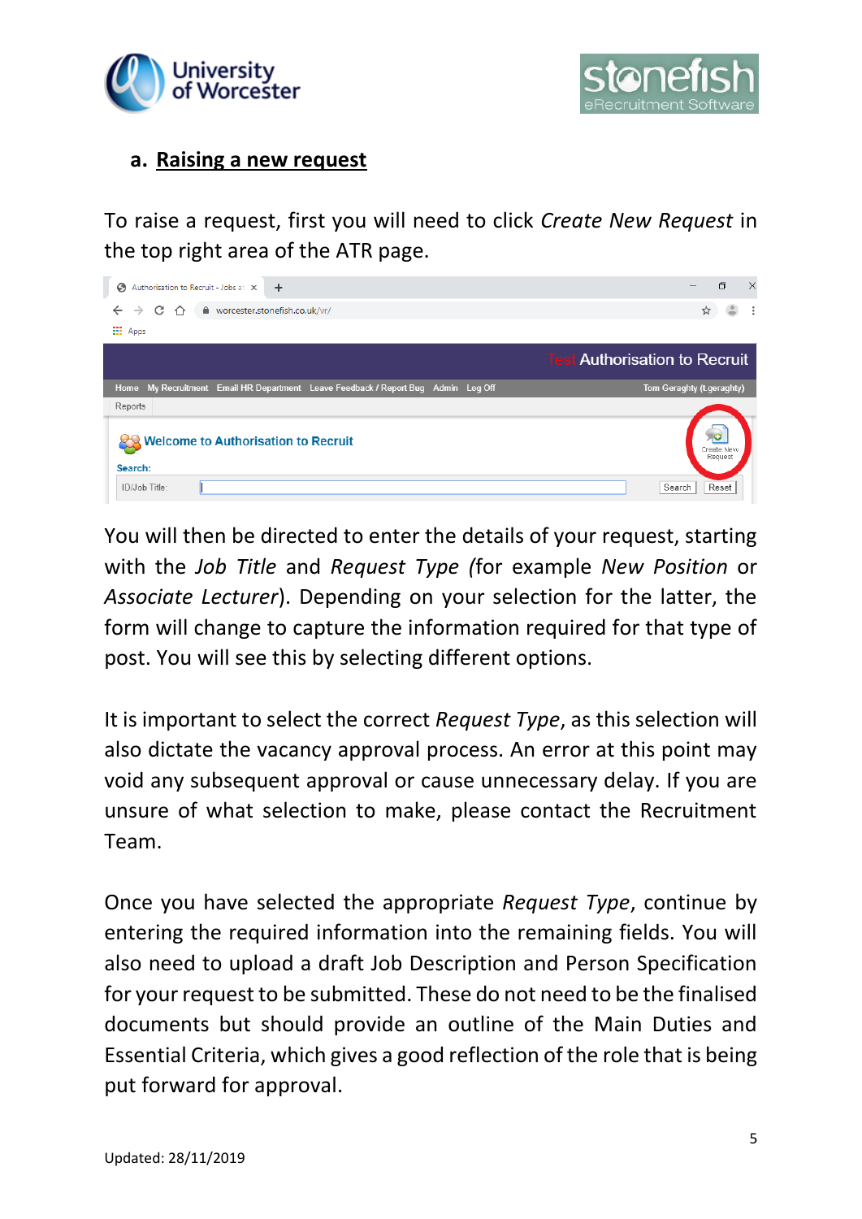### a. Raising a new request

To raise a request, first you will need to click *Create New Request* in the top right area of the ATR page.

You will then be directed to enter the details of your request, starting with the *Job Title* and *Request Type* (for example *New Position* or *Associate Lecturer*). Depending on your selection for the latter, the form will change to capture the information required for that type of post. You will see this by selecting different options.

It is important to select the correct *Request Type*, as this selection will also dictate the vacancy approval process. An error at this point may void any subsequent approval or cause unnecessary delay. If you are unsure of what selection to make, please contact the Recruitment Team.

Once you have selected the appropriate *Request Type*, continue by entering the required information into the remaining fields. You will also need to upload a draft Job Description and Person Specification for your request to be submitted. These do not need to be the finalised documents but should provide an outline of the Main Duties and Essential Criteria, which gives a good reflection of the role that is being put forward for approval.

Updated: 28/11/2019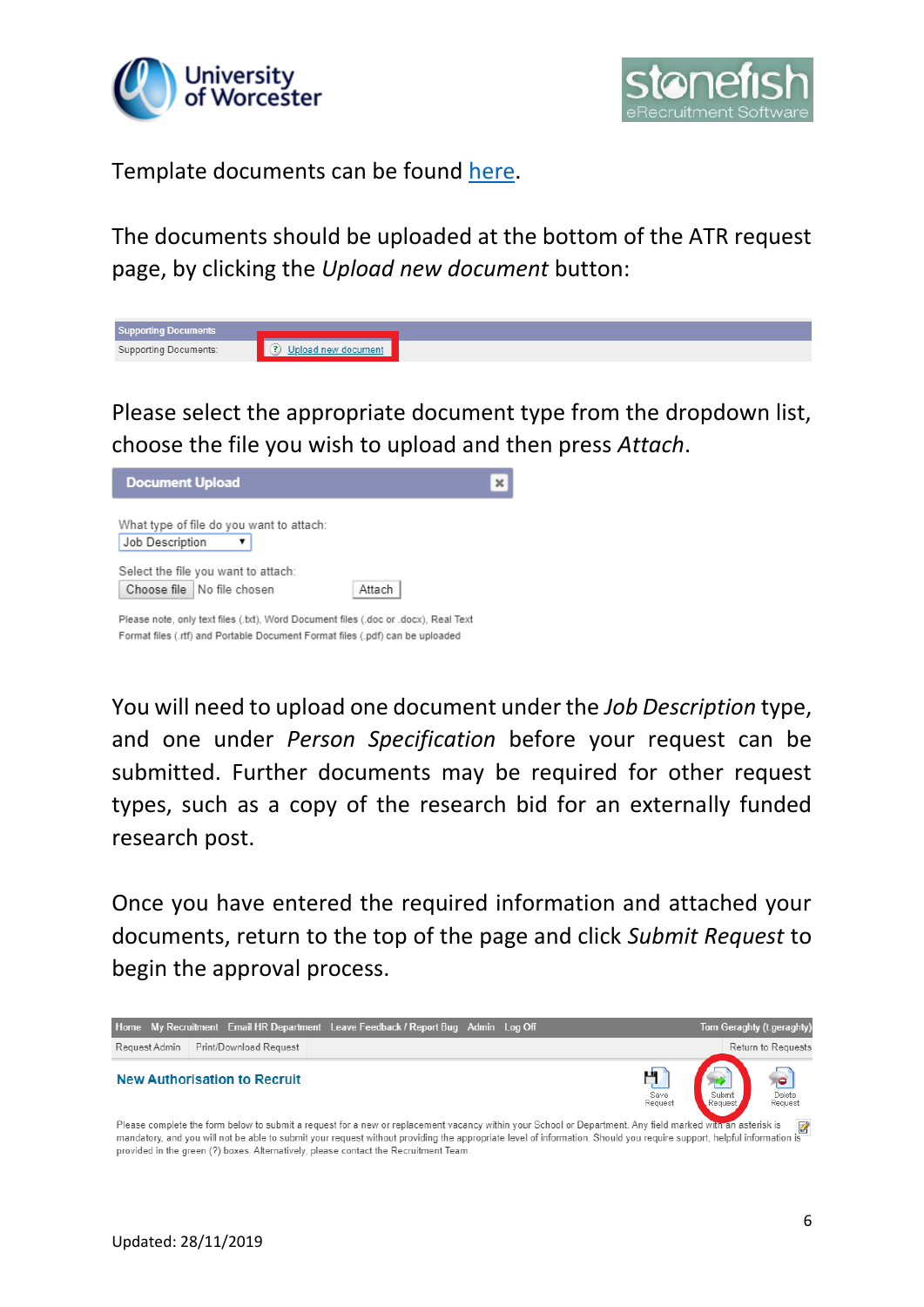Template documents can be found here.

The documents should be uploaded at the bottom of the ATR request page, by clicking the *Upload new document* button:

Please select the appropriate document type from the dropdown list, choose the file you wish to upload and then press *Attach*.

You will need to upload one document under the *Job Description* type, and one under *Person Specification* before your request can be submitted. Further documents may be required for other request types, such as a copy of the research bid for an externally funded research post.

Once you have entered the required information and attached your documents, return to the top of the page and click *Submit Request* to begin the approval process.

Updated: 28/11/2019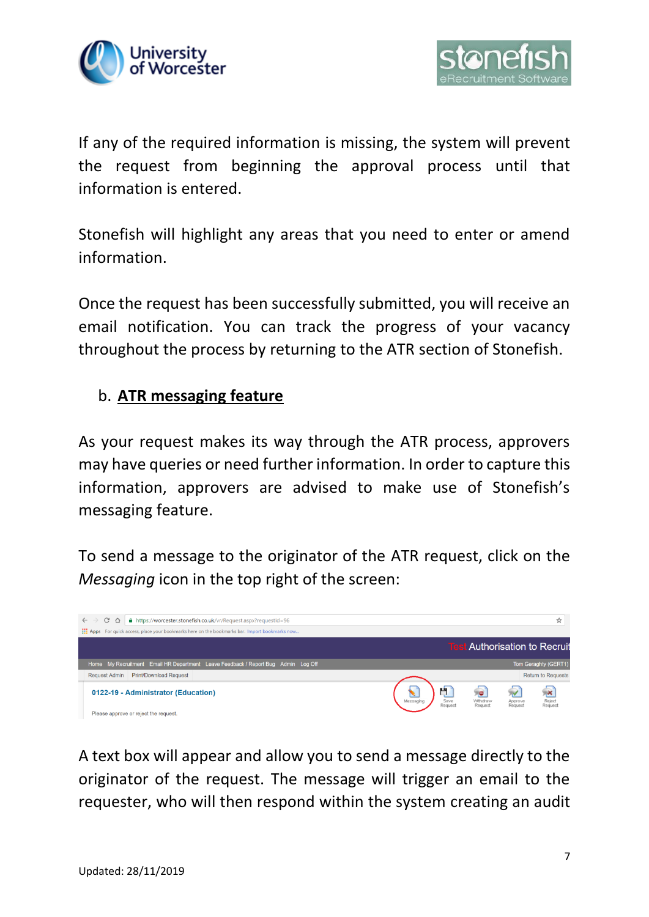If any of the required information is missing, the system will prevent the request from beginning the approval process until that information is entered.

Stonefish will highlight any areas that you need to enter or amend information.

Once the request has been successfully submitted, you will receive an email notification. You can track the progress of your vacancy throughout the process by returning to the ATR section of Stonefish.

## b. ATR messaging feature

As your request makes its way through the ATR process, approvers may have queries or need further information. In order to capture this information, approvers are advised to make use of Stonefish's messaging feature.

To send a message to the originator of the ATR request, click on the *Messaging* icon in the top right of the screen:

A text box will appear and allow you to send a message directly to the originator of the request. The message will trigger an email to the requester, who will then respond within the system creating an audit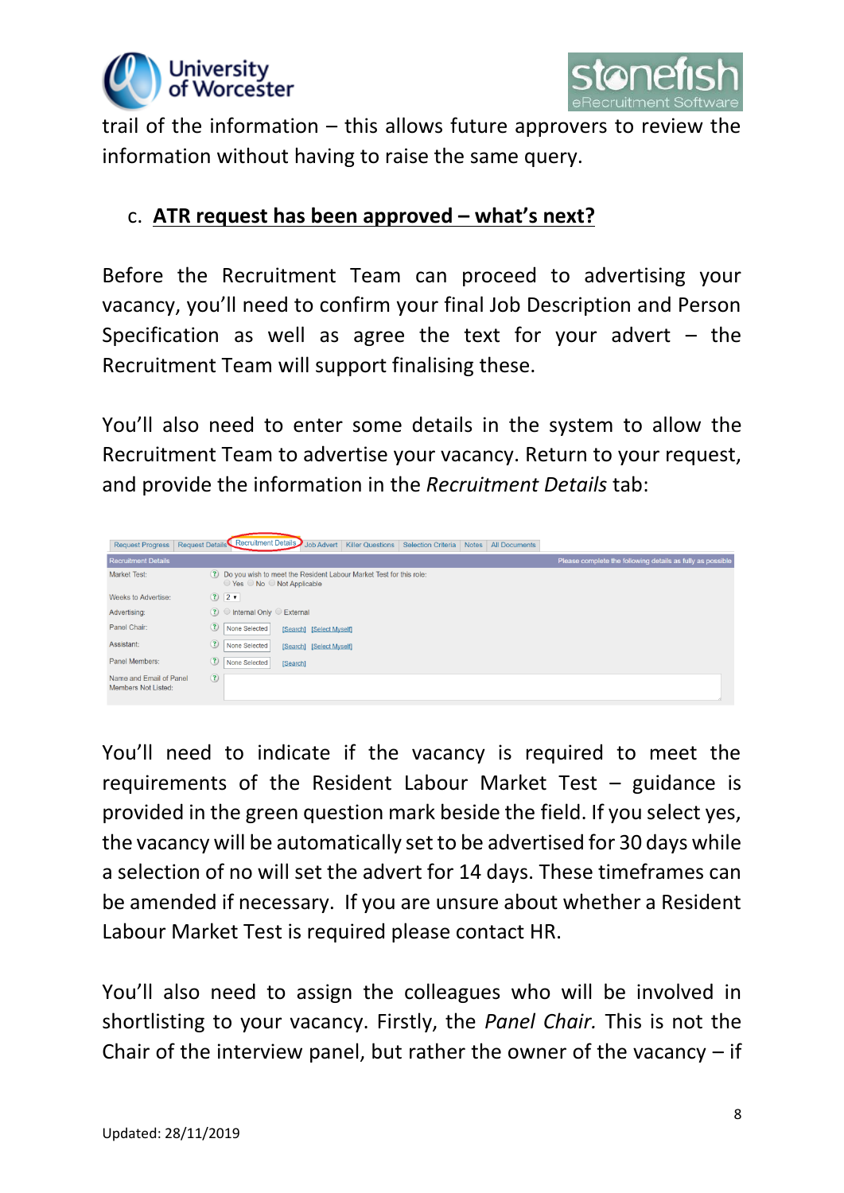trail of the information – this allows future approvers to review the information without having to raise the same query.

c. **ATR request has been approved – what's next?**

Before the Recruitment Team can proceed to advertising your vacancy, you'll need to confirm your final Job Description and Person Specification as well as agree the text for your advert – the Recruitment Team will support finalising these.

You'll also need to enter some details in the system to allow the Recruitment Team to advertise your vacancy. Return to your request, and provide the information in the *Recruitment Details* tab:

You'll need to indicate if the vacancy is required to meet the requirements of the Resident Labour Market Test – guidance is provided in the green question mark beside the field. If you select yes, the vacancy will be automatically set to be advertised for 30 days while a selection of no will set the advert for 14 days. These timeframes can be amended if necessary. If you are unsure about whether a Resident Labour Market Test is required please contact HR.

You'll also need to assign the colleagues who will be involved in shortlisting to your vacancy. Firstly, the *Panel Chair.* This is not the Chair of the interview panel, but rather the owner of the vacancy – if

Updated: 28/11/2019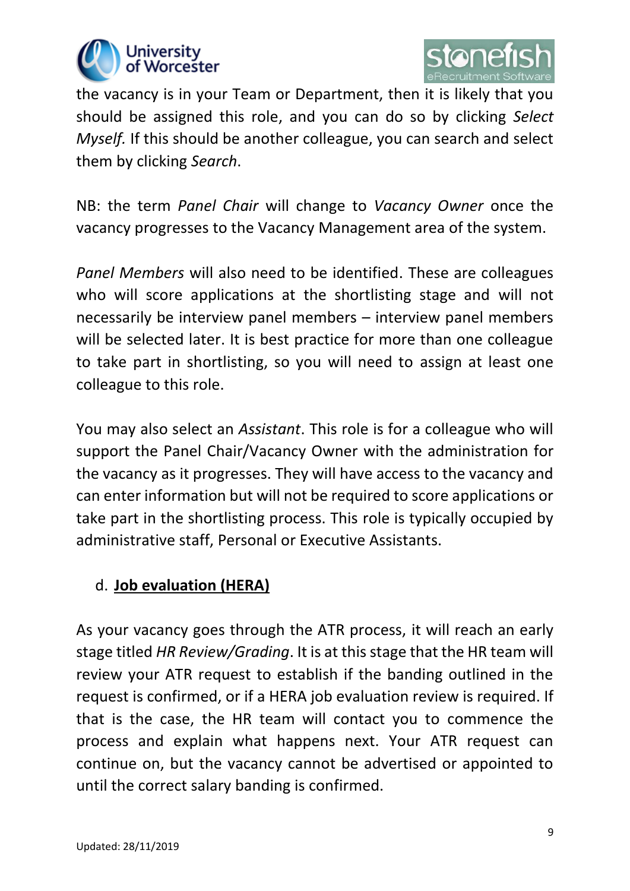the vacancy is in your Team or Department, then it is likely that you should be assigned this role, and you can do so by clicking *Select Myself.* If this should be another colleague, you can search and select them by clicking *Search*.

NB: the term *Panel Chair* will change to *Vacancy Owner* once the vacancy progresses to the Vacancy Management area of the system.

*Panel Members* will also need to be identified. These are colleagues who will score applications at the shortlisting stage and will not necessarily be interview panel members – interview panel members will be selected later. It is best practice for more than one colleague to take part in shortlisting, so you will need to assign at least one colleague to this role.

You may also select an *Assistant*. This role is for a colleague who will support the Panel Chair/Vacancy Owner with the administration for the vacancy as it progresses. They will have access to the vacancy and can enter information but will not be required to score applications or take part in the shortlisting process. This role is typically occupied by administrative staff, Personal or Executive Assistants.

### d. **Job evaluation (HERA)**

As your vacancy goes through the ATR process, it will reach an early stage titled *HR Review/Grading*. It is at this stage that the HR team will review your ATR request to establish if the banding outlined in the request is confirmed, or if a HERA job evaluation review is required. If that is the case, the HR team will contact you to commence the process and explain what happens next. Your ATR request can continue on, but the vacancy cannot be advertised or appointed to until the correct salary banding is confirmed.

Updated: 28/11/2019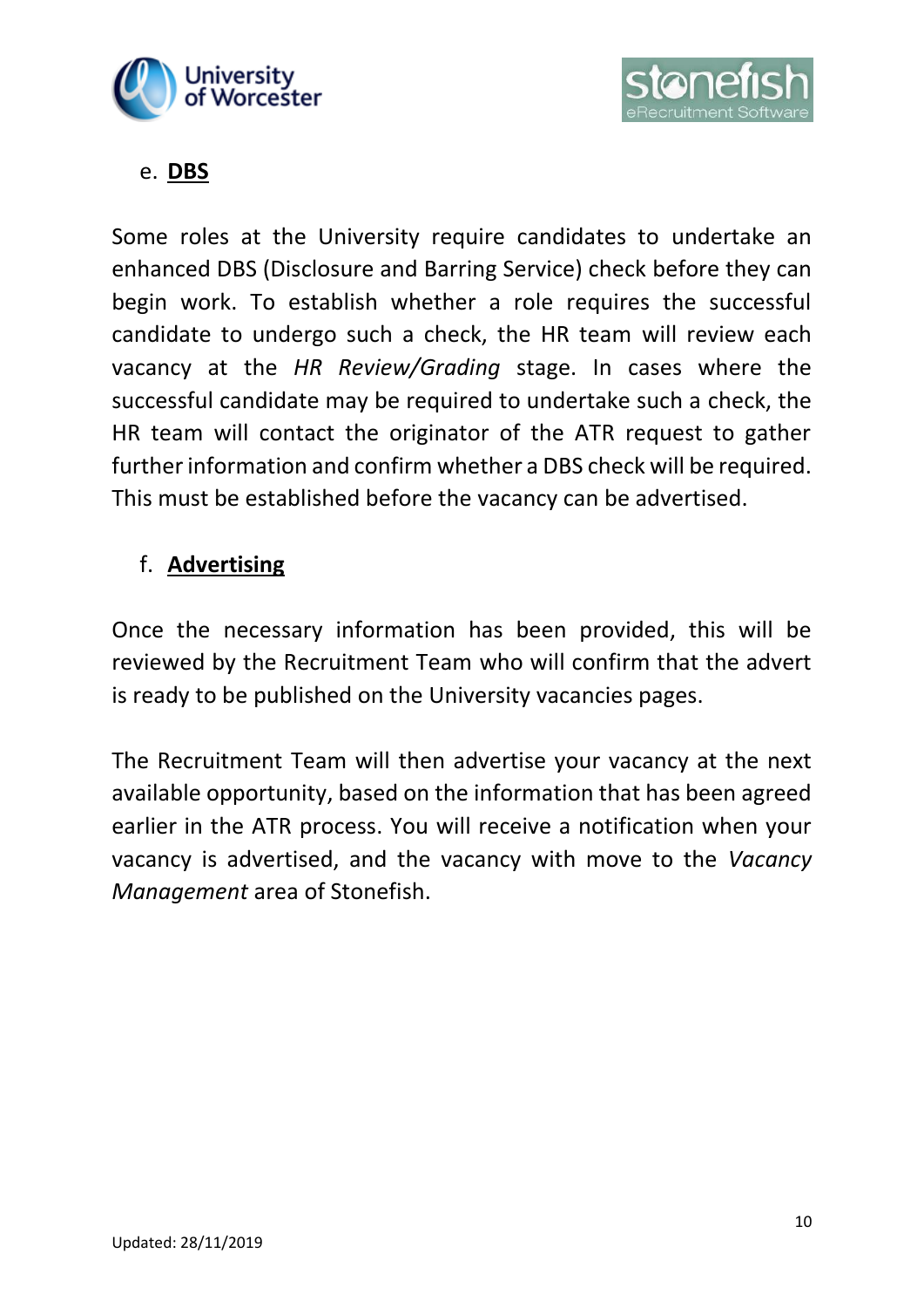e. **DBS**

Some roles at the University require candidates to undertake an enhanced DBS (Disclosure and Barring Service) check before they can begin work. To establish whether a role requires the successful candidate to undergo such a check, the HR team will review each vacancy at the *HR Review/Grading* stage. In cases where the successful candidate may be required to undertake such a check, the HR team will contact the originator of the ATR request to gather further information and confirm whether a DBS check will be required. This must be established before the vacancy can be advertised.

f. **Advertising**

Once the necessary information has been provided, this will be reviewed by the Recruitment Team who will confirm that the advert is ready to be published on the University vacancies pages.

The Recruitment Team will then advertise your vacancy at the next available opportunity, based on the information that has been agreed earlier in the ATR process. You will receive a notification when your vacancy is advertised, and the vacancy with move to the *Vacancy Management* area of Stonefish.

Updated: 28/11/2019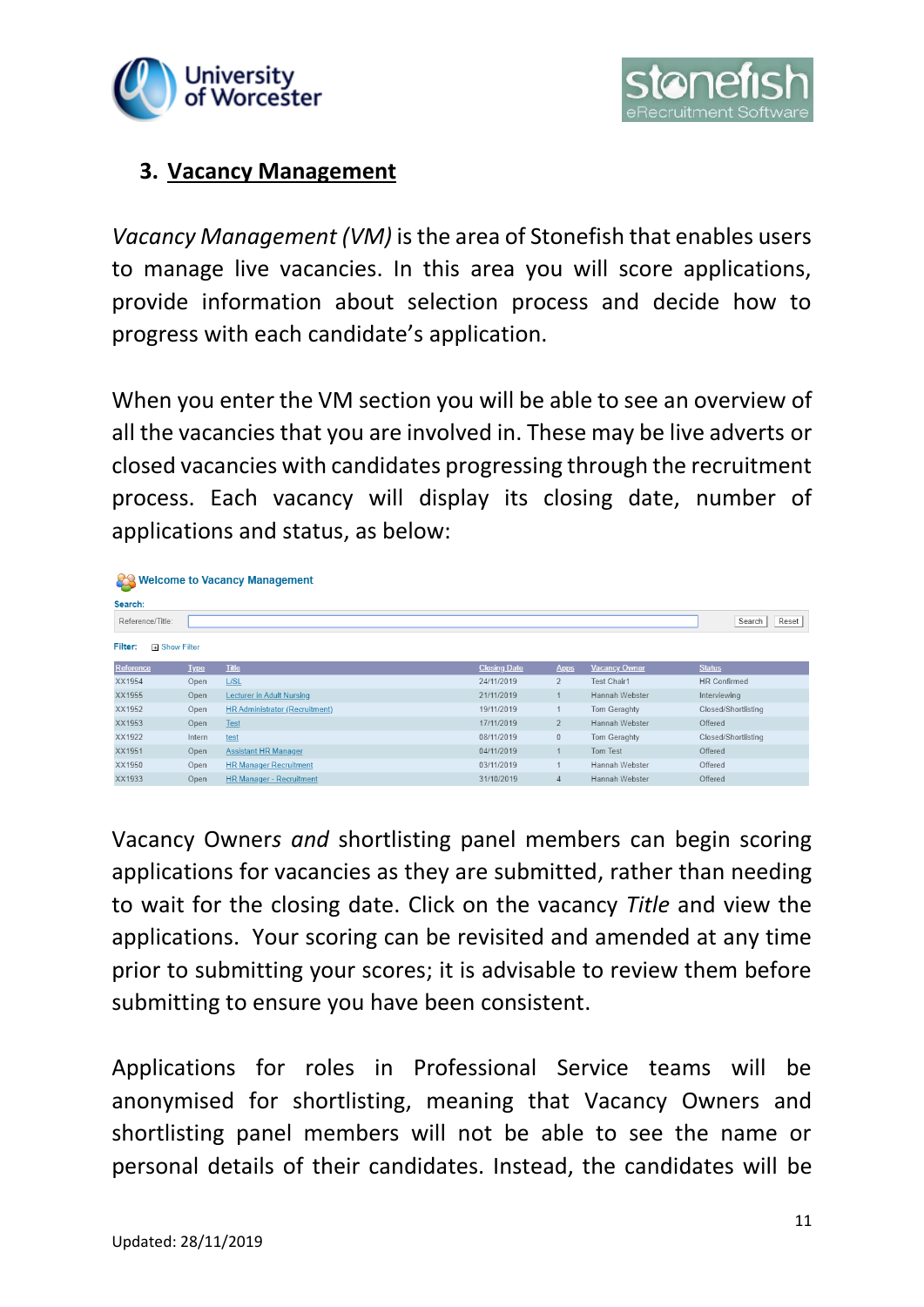## 3. Vacancy Management

*Vacancy Management (VM)* is the area of Stonefish that enables users to manage live vacancies. In this area you will score applications, provide information about selection process and decide how to progress with each candidate's application.

When you enter the VM section you will be able to see an overview of all the vacancies that you are involved in. These may be live adverts or closed vacancies with candidates progressing through the recruitment process. Each vacancy will display its closing date, number of applications and status, as below:

**Welcome to Vacancy Management**

Search:

Reference/Title: [ ] Search Reset

Filter: Show Filter

| Reference | Type | Title | Closing Date | Apps | Vacancy Owner | Status |
|---|---|---|---|---|---|---|
| XX1954 | Open | L/SL | 24/11/2019 | 2 | Test Chair1 | HR Confirmed |
| XX1955 | Open | Lecturer in Adult Nursing | 21/11/2019 | 1 | Hannah Webster | Interviewing |
| XX1952 | Open | HR Administrator (Recruitment) | 19/11/2019 | 1 | Tom Geraghty | Closed/Shortlisting |
| XX1953 | Open | Test | 17/11/2019 | 2 | Hannah Webster | Offered |
| XX1922 | Intern | test | 08/11/2019 | 0 | Tom Geraghty | Closed/Shortlisting |
| XX1951 | Open | Assistant HR Manager | 04/11/2019 | 1 | Tom Test | Offered |
| XX1950 | Open | HR Manager Recruitment | 03/11/2019 | 1 | Hannah Webster | Offered |
| XX1933 | Open | HR Manager - Recruitment | 31/10/2019 | 4 | Hannah Webster | Offered |

Vacancy Owners *and* shortlisting panel members can begin scoring applications for vacancies as they are submitted, rather than needing to wait for the closing date. Click on the vacancy *Title* and view the applications. Your scoring can be revisited and amended at any time prior to submitting your scores; it is advisable to review them before submitting to ensure you have been consistent.

Applications for roles in Professional Service teams will be anonymised for shortlisting, meaning that Vacancy Owners and shortlisting panel members will not be able to see the name or personal details of their candidates. Instead, the candidates will be

Updated: 28/11/2019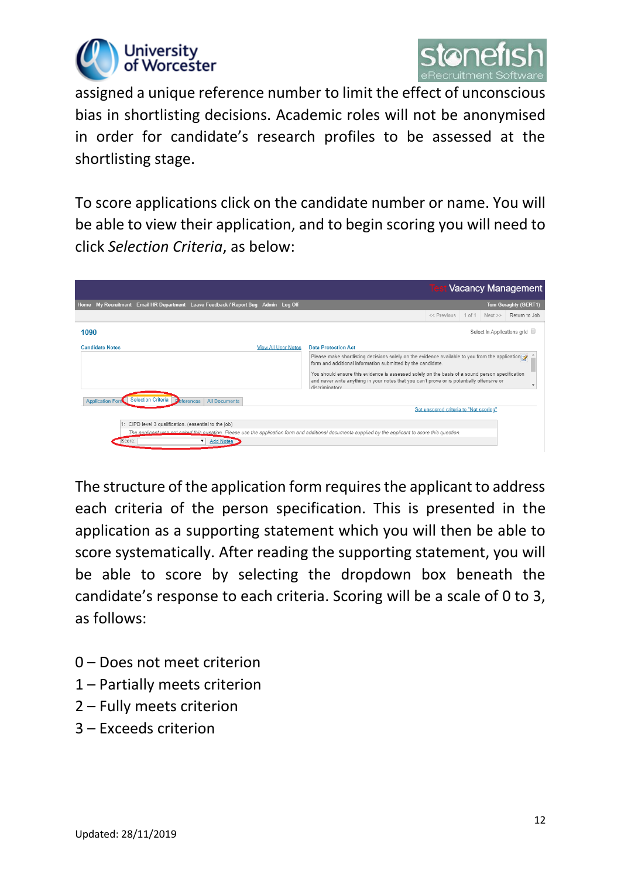assigned a unique reference number to limit the effect of unconscious bias in shortlisting decisions. Academic roles will not be anonymised in order for candidate's research profiles to be assessed at the shortlisting stage.

To score applications click on the candidate number or name. You will be able to view their application, and to begin scoring you will need to click *Selection Criteria*, as below:

The structure of the application form requires the applicant to address each criteria of the person specification. This is presented in the application as a supporting statement which you will then be able to score systematically. After reading the supporting statement, you will be able to score by selecting the dropdown box beneath the candidate's response to each criteria. Scoring will be a scale of 0 to 3, as follows:

0 – Does not meet criterion
1 – Partially meets criterion
2 – Fully meets criterion
3 – Exceeds criterion

Updated: 28/11/2019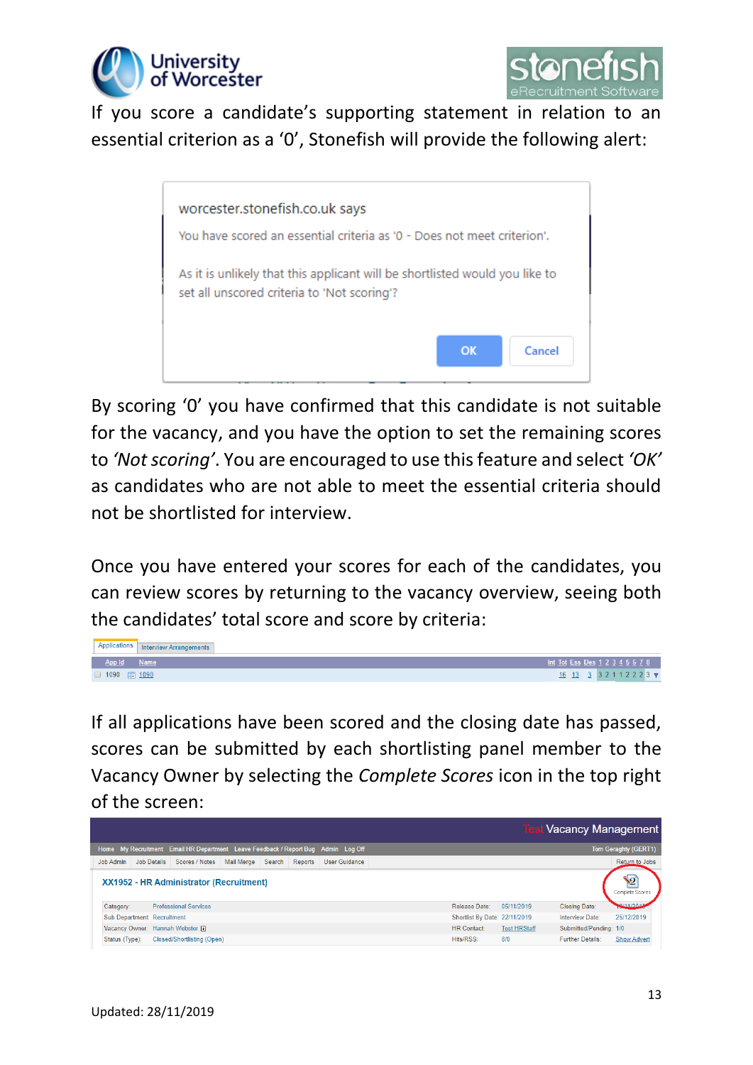If you score a candidate's supporting statement in relation to an essential criterion as a '0', Stonefish will provide the following alert:

worcester.stonefish.co.uk says

You have scored an essential criteria as '0 - Does not meet criterion'.

As it is unlikely that this applicant will be shortlisted would you like to set all unscored criteria to 'Not scoring'?

OK Cancel

By scoring '0' you have confirmed that this candidate is not suitable for the vacancy, and you have the option to set the remaining scores to *'Not scoring'*. You are encouraged to use this feature and select *'OK'* as candidates who are not able to meet the essential criteria should not be shortlisted for interview.

Once you have entered your scores for each of the candidates, you can review scores by returning to the vacancy overview, seeing both the candidates' total score and score by criteria:

| App Id | Name | Int | Tot | Ess | Des | 1 | 2 | 3 | 4 | 5 | 6 | 7 | 8 |
|---|---|---|---|---|---|---|---|---|---|---|---|---|---|
| 1090 | 1090 | 16 | 13 | 3 | | 3 | 2 | 1 | 1 | 2 | 2 | 2 | 3 |

If all applications have been scored and the closing date has passed, scores can be submitted by each shortlisting panel member to the Vacancy Owner by selecting the *Complete Scores* icon in the top right of the screen:

Test Vacancy Management

Home | My Recruitment | Email HR Department | Leave Feedback / Report Bug | Admin | Log Off — Tom Geraghty (GERT1)

Job Admin | Job Details | Scores / Notes | Mail Merge | Search | Reports | User Guidance — Return to Jobs

**XX1952 - HR Administrator (Recruitment)** — Complete Scores

| | | | | | |
|---|---|---|---|---|---|
| Category: | Professional Services | Release Date: | 05/11/2019 | Closing Date: | 18/11/2019 |
| Sub Department: | Recruitment | Shortlist By Date: | 22/11/2019 | Interview Date: | 25/12/2019 |
| Vacancy Owner: | Hannah Webster | HR Contact: | Test HRStaff | Submitted/Pending: | 1/0 |
| Status (Type): | Closed/Shortlisting (Open) | Hits/RSS: | 8/0 | Further Details: | Show Advert |

Updated: 28/11/2019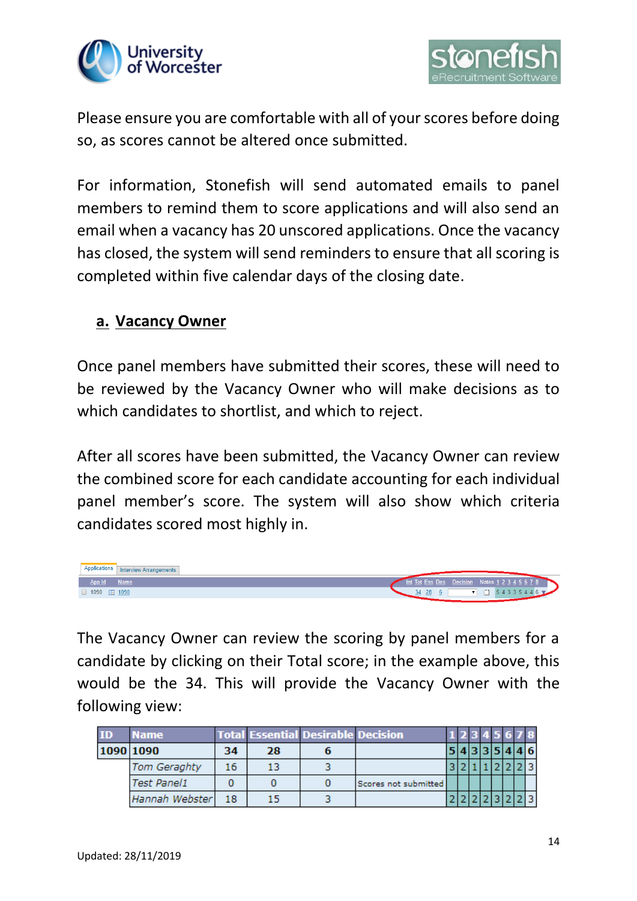Please ensure you are comfortable with all of your scores before doing so, as scores cannot be altered once submitted.

For information, Stonefish will send automated emails to panel members to remind them to score applications and will also send an email when a vacancy has 20 unscored applications. Once the vacancy has closed, the system will send reminders to ensure that all scoring is completed within five calendar days of the closing date.

## a. Vacancy Owner

Once panel members have submitted their scores, these will need to be reviewed by the Vacancy Owner who will make decisions as to which candidates to shortlist, and which to reject.

After all scores have been submitted, the Vacancy Owner can review the combined score for each candidate accounting for each individual panel member's score. The system will also show which criteria candidates scored most highly in.

| App Id | Name | Int | Tot | Ess | Des | Decision | Notes | 1 | 2 | 3 | 4 | 5 | 6 | 7 | 8 |
|---|---|---|---|---|---|---|---|---|---|---|---|---|---|---|---|
| 1090 | 1090 | | 34 | 28 | 6 | | | 5 | 4 | 3 | 3 | 5 | 4 | 4 | 6 |

The Vacancy Owner can review the scoring by panel members for a candidate by clicking on their Total score; in the example above, this would be the 34. This will provide the Vacancy Owner with the following view:

| ID | Name | Total | Essential | Desirable | Decision | 1 | 2 | 3 | 4 | 5 | 6 | 7 | 8 |
|---|---|---|---|---|---|---|---|---|---|---|---|---|---|
| 1090 | 1090 | 34 | 28 | 6 | | 5 | 4 | 3 | 3 | 5 | 4 | 4 | 6 |
| | *Tom Geraghty* | 16 | 13 | 3 | | 3 | 2 | 1 | 1 | 2 | 2 | 2 | 3 |
| | *Test Panel1* | 0 | 0 | 0 | Scores not submitted | | | | | | | | |
| | *Hannah Webster* | 18 | 15 | 3 | | 2 | 2 | 2 | 2 | 3 | 2 | 2 | 3 |

Updated: 28/11/2019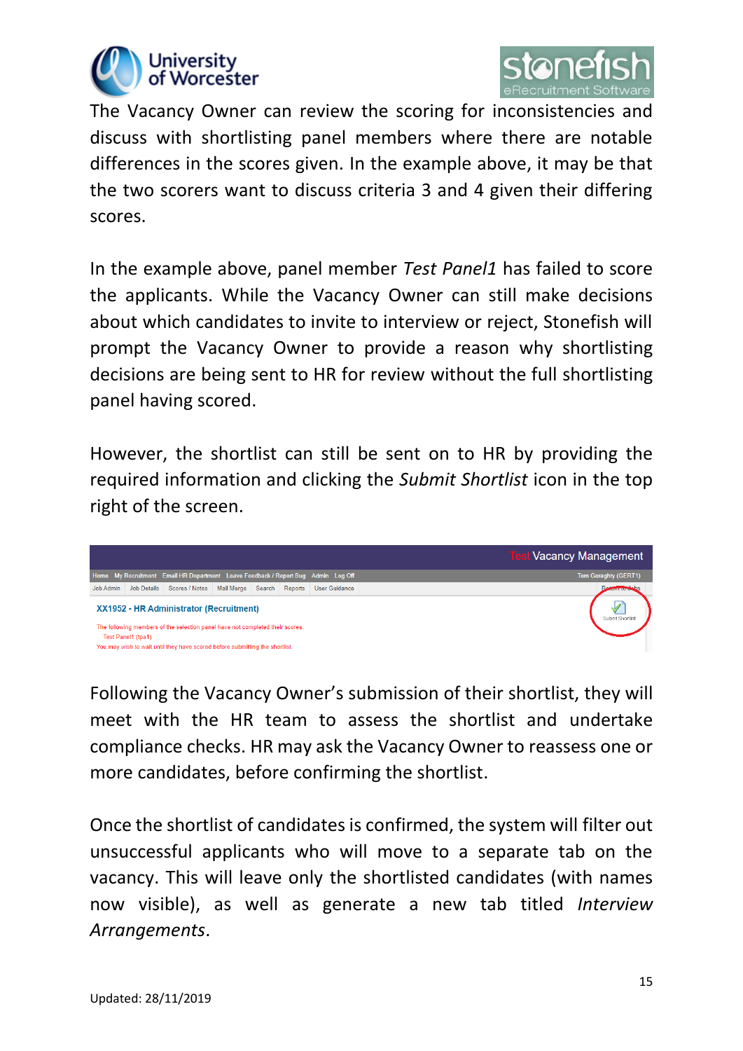The Vacancy Owner can review the scoring for inconsistencies and discuss with shortlisting panel members where there are notable differences in the scores given. In the example above, it may be that the two scorers want to discuss criteria 3 and 4 given their differing scores.

In the example above, panel member *Test Panel1* has failed to score the applicants. While the Vacancy Owner can still make decisions about which candidates to invite to interview or reject, Stonefish will prompt the Vacancy Owner to provide a reason why shortlisting decisions are being sent to HR for review without the full shortlisting panel having scored.

However, the shortlist can still be sent on to HR by providing the required information and clicking the *Submit Shortlist* icon in the top right of the screen.

Following the Vacancy Owner's submission of their shortlist, they will meet with the HR team to assess the shortlist and undertake compliance checks. HR may ask the Vacancy Owner to reassess one or more candidates, before confirming the shortlist.

Once the shortlist of candidates is confirmed, the system will filter out unsuccessful applicants who will move to a separate tab on the vacancy. This will leave only the shortlisted candidates (with names now visible), as well as generate a new tab titled *Interview Arrangements*.

Updated: 28/11/2019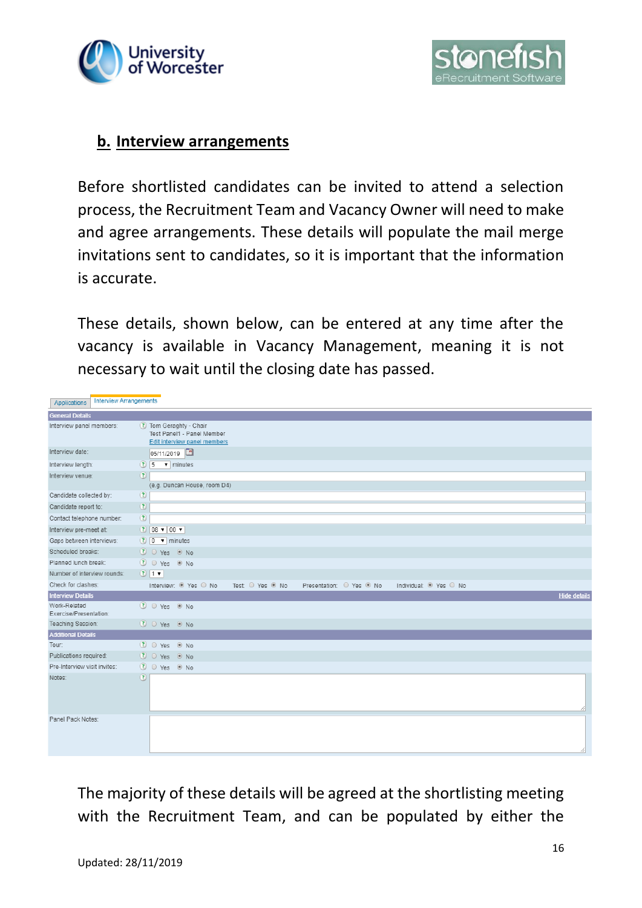## b. Interview arrangements

Before shortlisted candidates can be invited to attend a selection process, the Recruitment Team and Vacancy Owner will need to make and agree arrangements. These details will populate the mail merge invitations sent to candidates, so it is important that the information is accurate.

These details, shown below, can be entered at any time after the vacancy is available in Vacancy Management, meaning it is not necessary to wait until the closing date has passed.

Applications | Interview Arrangements

| General Details | |
|---|---|
| Interview panel members: | Tom Geraghty - Chair<br>Test Panel1 - Panel Member<br>Edit interview panel members |
| Interview date: | 05/11/2019 |
| Interview length: | 5 minutes |
| Interview venue: | (e.g. Duncan House, room D4) |
| Candidate collected by: | |
| Candidate report to: | |
| Contact telephone number: | |
| Interview pre-meet at: | 08 : 00 |
| Gaps between interviews: | 0 minutes |
| Scheduled breaks: | ○ Yes ◉ No |
| Planned lunch break: | ○ Yes ◉ No |
| Number of interview rounds: | 1 |
| Check for clashes: | Interview: ◉ Yes ○ No   Test: ○ Yes ◉ No   Presentation: ○ Yes ◉ No   Individual: ◉ Yes ○ No |
| **Interview Details** | Hide details |
| Work-Related Exercise/Presentation: | ○ Yes ◉ No |
| Teaching Session: | ○ Yes ◉ No |
| **Additional Details** | |
| Tour: | ○ Yes ◉ No |
| Publications required: | ○ Yes ◉ No |
| Pre-Interview visit invites: | ○ Yes ◉ No |
| Notes: | |
| Panel Pack Notes: | |

The majority of these details will be agreed at the shortlisting meeting with the Recruitment Team, and can be populated by either the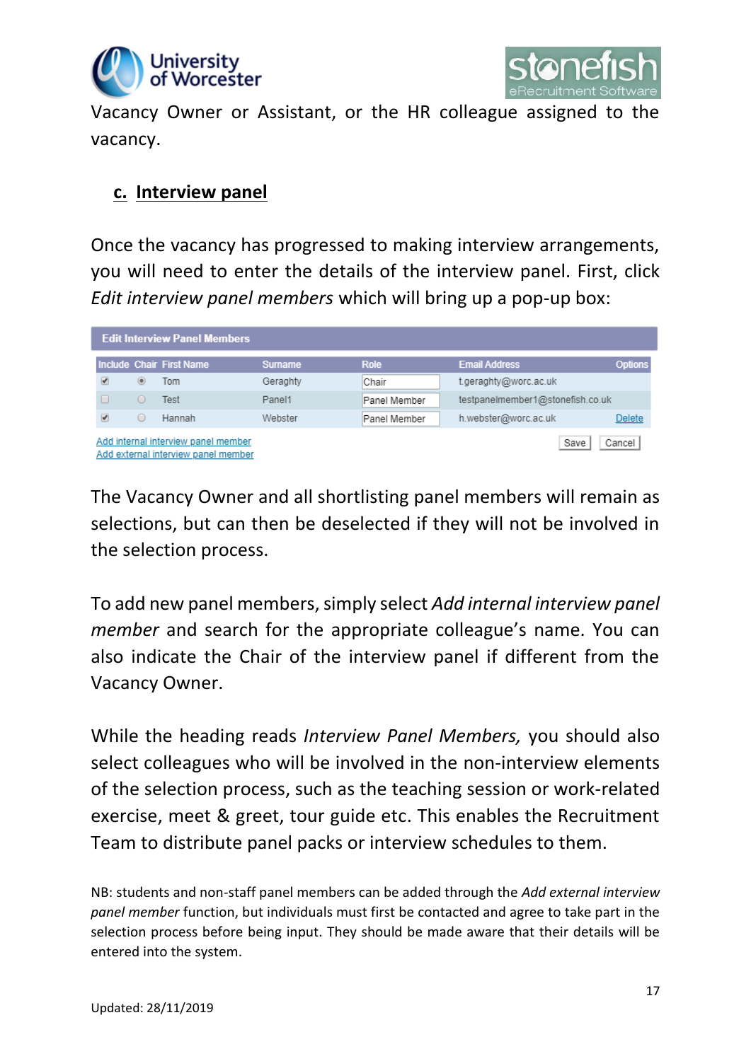Vacancy Owner or Assistant, or the HR colleague assigned to the vacancy.

### c. Interview panel

Once the vacancy has progressed to making interview arrangements, you will need to enter the details of the interview panel. First, click *Edit interview panel members* which will bring up a pop-up box:

**Edit Interview Panel Members**

| Include | Chair | First Name | Surname | Role | Email Address | Options |
|---|---|---|---|---|---|---|
| ✔ | ◉ | Tom | Geraghty | Chair | t.geraghty@worc.ac.uk | |
| ☐ | ○ | Test | Panel1 | Panel Member | testpanelmember1@stonefish.co.uk | |
| ✔ | ○ | Hannah | Webster | Panel Member | h.webster@worc.ac.uk | Delete |

Add internal interview panel member
Add external interview panel member

Save Cancel

The Vacancy Owner and all shortlisting panel members will remain as selections, but can then be deselected if they will not be involved in the selection process.

To add new panel members, simply select *Add internal interview panel member* and search for the appropriate colleague's name. You can also indicate the Chair of the interview panel if different from the Vacancy Owner.

While the heading reads *Interview Panel Members,* you should also select colleagues who will be involved in the non-interview elements of the selection process, such as the teaching session or work-related exercise, meet & greet, tour guide etc. This enables the Recruitment Team to distribute panel packs or interview schedules to them.

NB: students and non-staff panel members can be added through the *Add external interview panel member* function, but individuals must first be contacted and agree to take part in the selection process before being input. They should be made aware that their details will be entered into the system.

Updated: 28/11/2019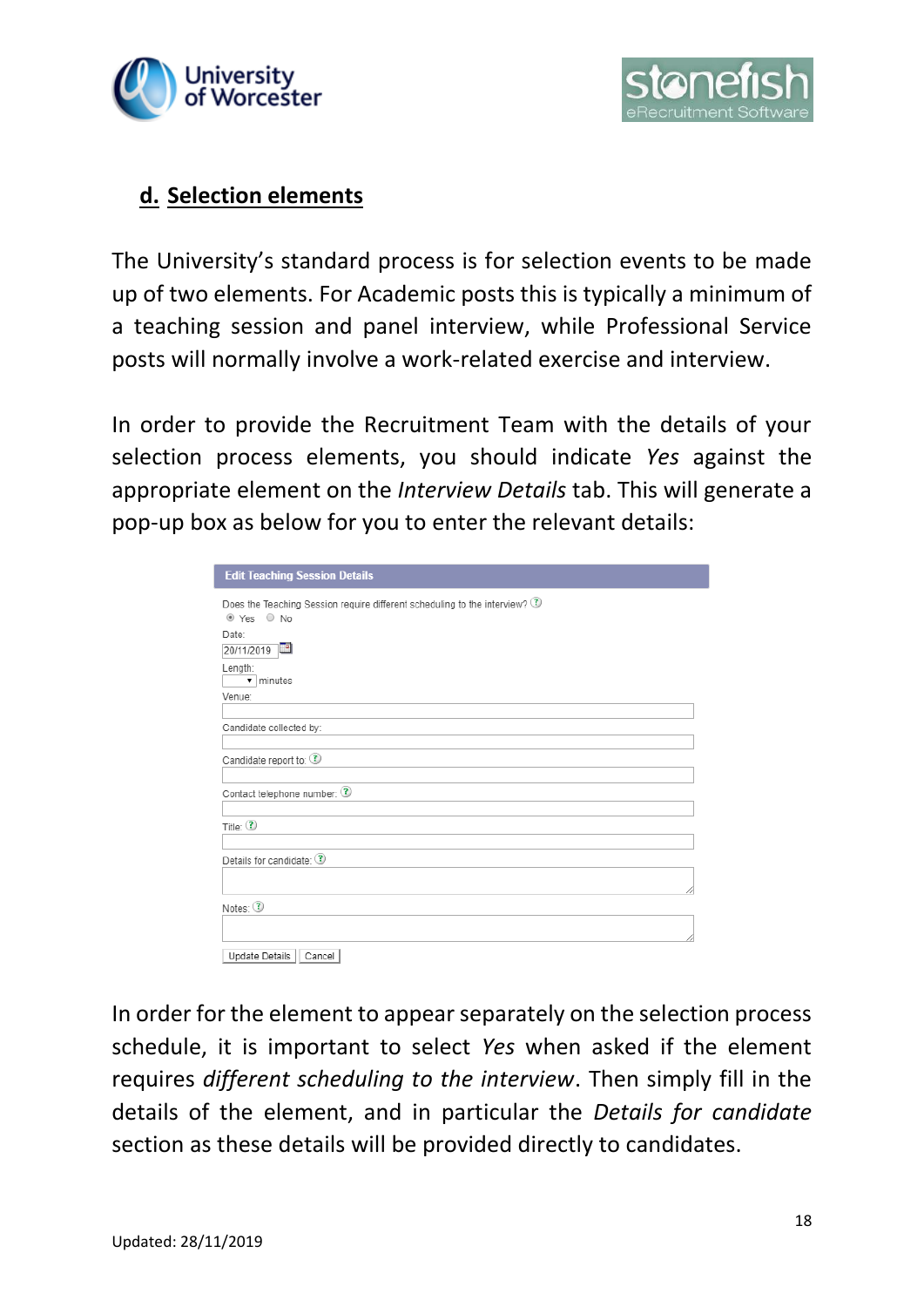## d. Selection elements

The University's standard process is for selection events to be made up of two elements. For Academic posts this is typically a minimum of a teaching session and panel interview, while Professional Service posts will normally involve a work-related exercise and interview.

In order to provide the Recruitment Team with the details of your selection process elements, you should indicate *Yes* against the appropriate element on the *Interview Details* tab. This will generate a pop-up box as below for you to enter the relevant details:

**Edit Teaching Session Details**

Does the Teaching Session require different scheduling to the interview?
- (•) Yes ( ) No

Date: 20/11/2019

Length: ___ minutes

Venue:

Candidate collected by:

Candidate report to:

Contact telephone number:

Title:

Details for candidate:

Notes:

[Update Details] [Cancel]

In order for the element to appear separately on the selection process schedule, it is important to select *Yes* when asked if the element requires *different scheduling to the interview*. Then simply fill in the details of the element, and in particular the *Details for candidate* section as these details will be provided directly to candidates.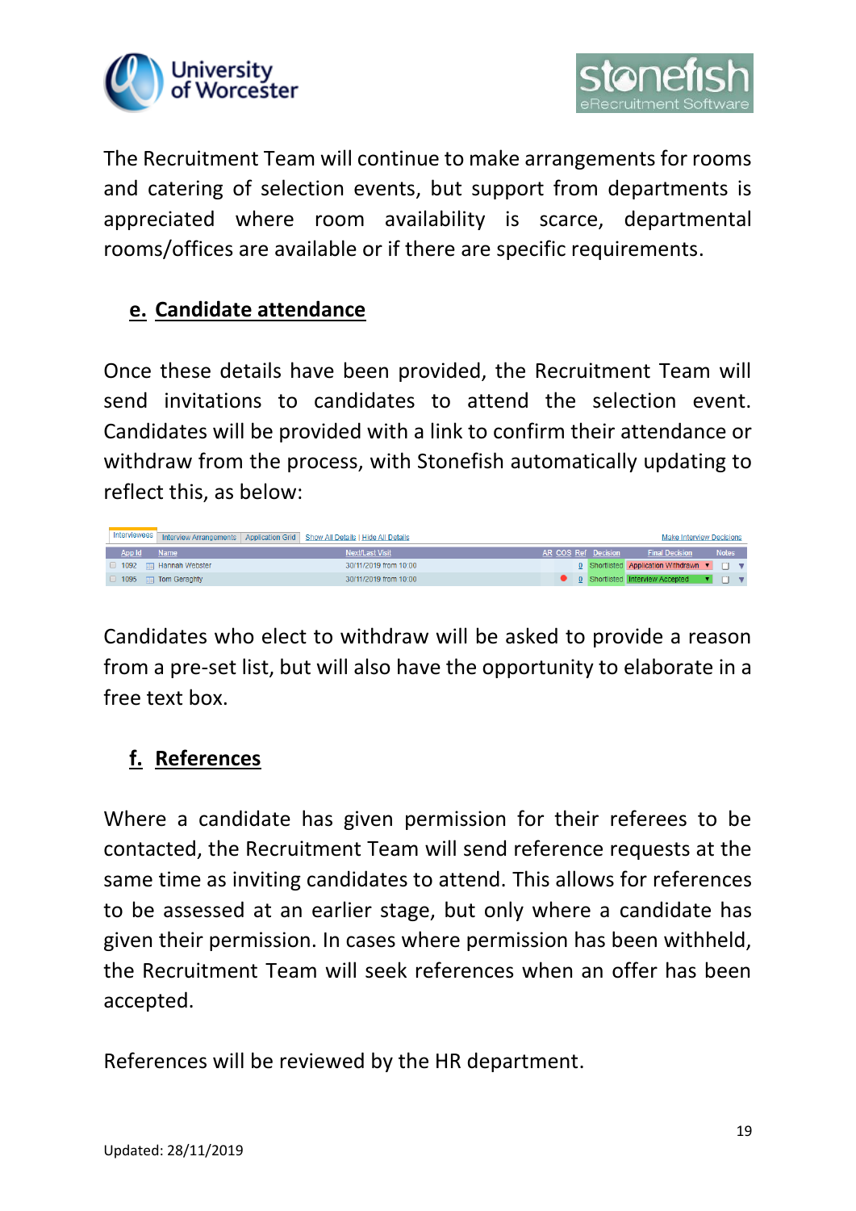The Recruitment Team will continue to make arrangements for rooms and catering of selection events, but support from departments is appreciated where room availability is scarce, departmental rooms/offices are available or if there are specific requirements.

## e. Candidate attendance

Once these details have been provided, the Recruitment Team will send invitations to candidates to attend the selection event. Candidates will be provided with a link to confirm their attendance or withdraw from the process, with Stonefish automatically updating to reflect this, as below:

| App Id | Name | Next/Last Visit | AR | COS | Ref | Decision | Final Decision | Notes |
|---|---|---|---|---|---|---|---|---|
| 1092 | Hannah Webster | 30/11/2019 from 10:00 | | | 0 | Shortlisted | Application Withdrawn | |
| 1095 | Tom Geraghty | 30/11/2019 from 10:00 | | | 0 | Shortlisted | Interview Accepted | |

Candidates who elect to withdraw will be asked to provide a reason from a pre-set list, but will also have the opportunity to elaborate in a free text box.

## f. References

Where a candidate has given permission for their referees to be contacted, the Recruitment Team will send reference requests at the same time as inviting candidates to attend. This allows for references to be assessed at an earlier stage, but only where a candidate has given their permission. In cases where permission has been withheld, the Recruitment Team will seek references when an offer has been accepted.

References will be reviewed by the HR department.

Updated: 28/11/2019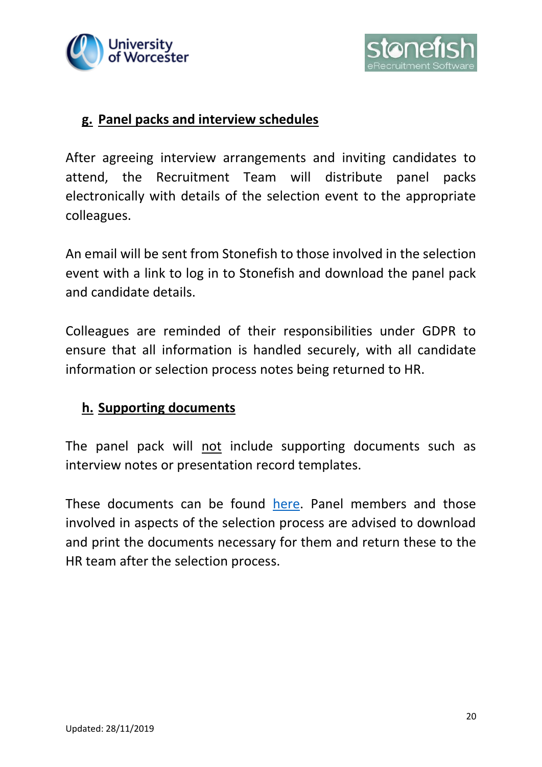## g. Panel packs and interview schedules

After agreeing interview arrangements and inviting candidates to attend, the Recruitment Team will distribute panel packs electronically with details of the selection event to the appropriate colleagues.

An email will be sent from Stonefish to those involved in the selection event with a link to log in to Stonefish and download the panel pack and candidate details.

Colleagues are reminded of their responsibilities under GDPR to ensure that all information is handled securely, with all candidate information or selection process notes being returned to HR.

## h. Supporting documents

The panel pack will <u>not</u> include supporting documents such as interview notes or presentation record templates.

These documents can be found here. Panel members and those involved in aspects of the selection process are advised to download and print the documents necessary for them and return these to the HR team after the selection process.

Updated: 28/11/2019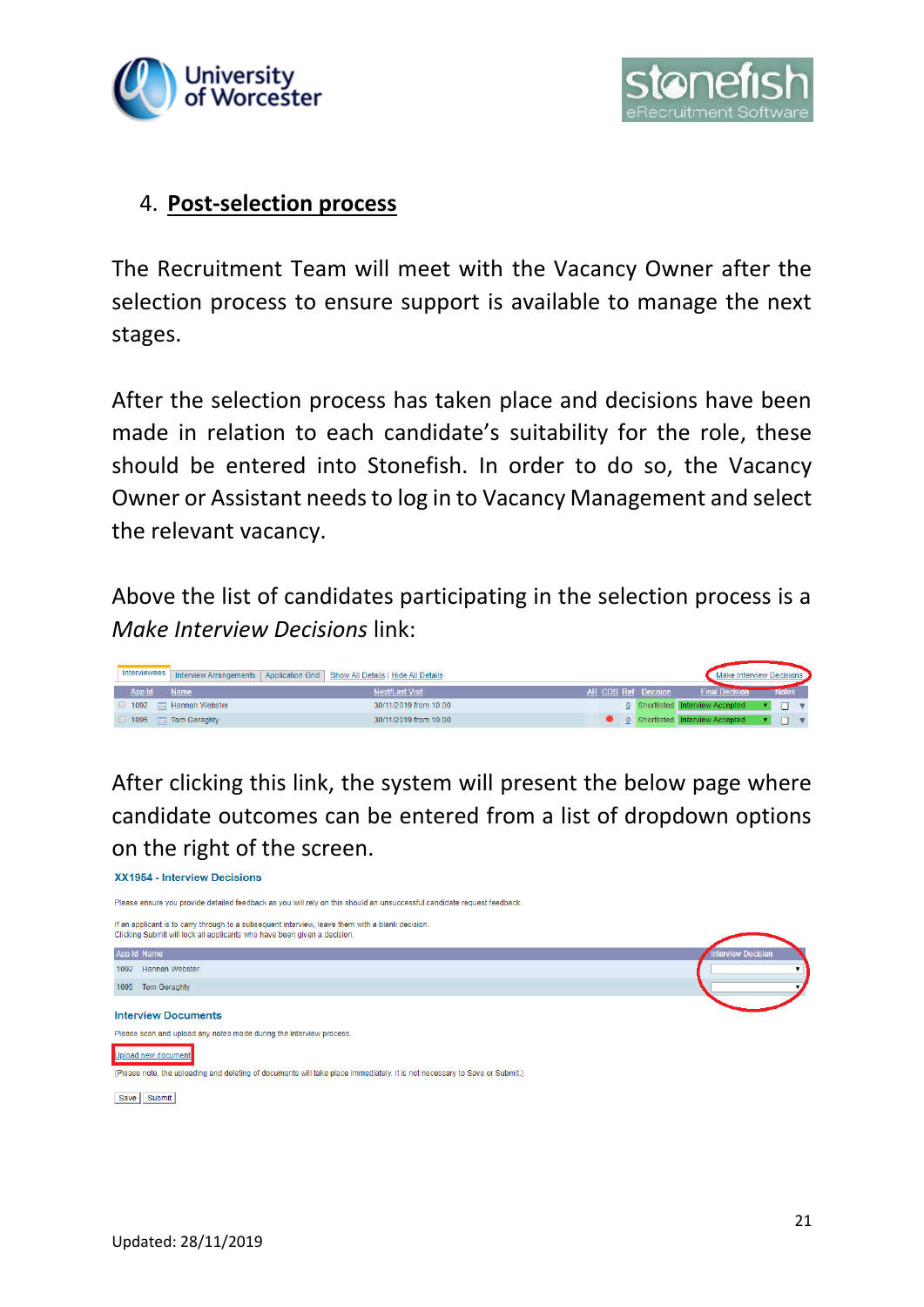## 4. **Post-selection process**

The Recruitment Team will meet with the Vacancy Owner after the selection process to ensure support is available to manage the next stages.

After the selection process has taken place and decisions have been made in relation to each candidate's suitability for the role, these should be entered into Stonefish. In order to do so, the Vacancy Owner or Assistant needs to log in to Vacancy Management and select the relevant vacancy.

Above the list of candidates participating in the selection process is a *Make Interview Decisions* link:

After clicking this link, the system will present the below page where candidate outcomes can be entered from a list of dropdown options on the right of the screen.

Updated: 28/11/2019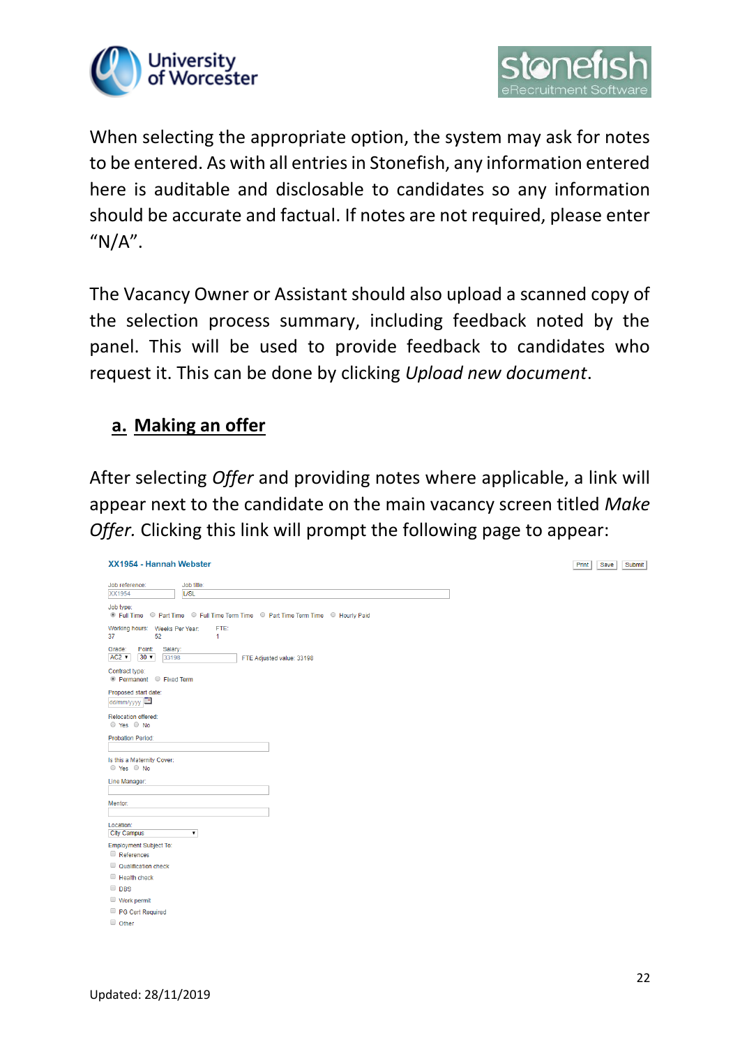When selecting the appropriate option, the system may ask for notes to be entered. As with all entries in Stonefish, any information entered here is auditable and disclosable to candidates so any information should be accurate and factual. If notes are not required, please enter "N/A".

The Vacancy Owner or Assistant should also upload a scanned copy of the selection process summary, including feedback noted by the panel. This will be used to provide feedback to candidates who request it. This can be done by clicking *Upload new document*.

## a. Making an offer

After selecting *Offer* and providing notes where applicable, a link will appear next to the candidate on the main vacancy screen titled *Make Offer.* Clicking this link will prompt the following page to appear:

XX1954 - Hannah Webster

Print | Save | Submit

Job reference: XX1954
Job title: L/SL

Job type:
- Full Time
- Part Time
- Full Time Term Time
- Part Time Term Time
- Hourly Paid

Working hours: 37
Weeks Per Year: 52
FTE: 1

Grade: AC2
Point: 30
Salary: 33198
FTE Adjusted value: 33198

Contract type:
- Permanent
- Fixed Term

Proposed start date: dd/mm/yyyy

Relocation offered:
- Yes
- No

Probation Period:

Is this a Maternity Cover:
- Yes
- No

Line Manager:

Mentor:

Location: City Campus

Employment Subject To:
- References
- Qualification check
- Health check
- DBS
- Work permit
- PG Cert Required
- Other

Updated: 28/11/2019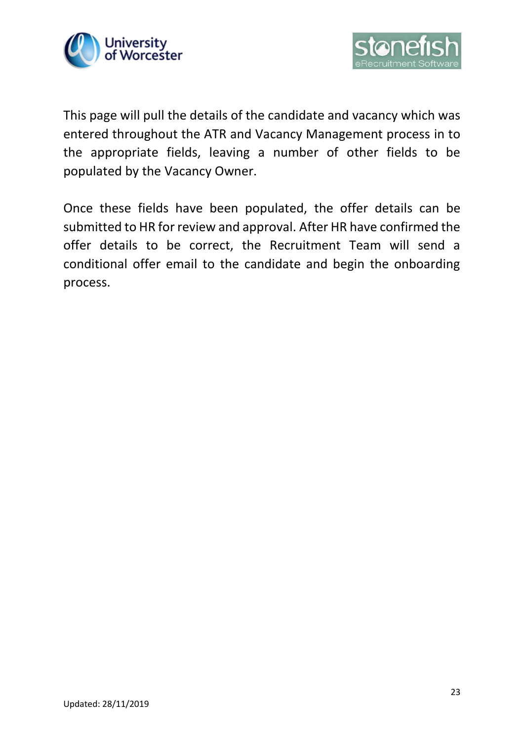This page will pull the details of the candidate and vacancy which was entered throughout the ATR and Vacancy Management process in to the appropriate fields, leaving a number of other fields to be populated by the Vacancy Owner.

Once these fields have been populated, the offer details can be submitted to HR for review and approval. After HR have confirmed the offer details to be correct, the Recruitment Team will send a conditional offer email to the candidate and begin the onboarding process.